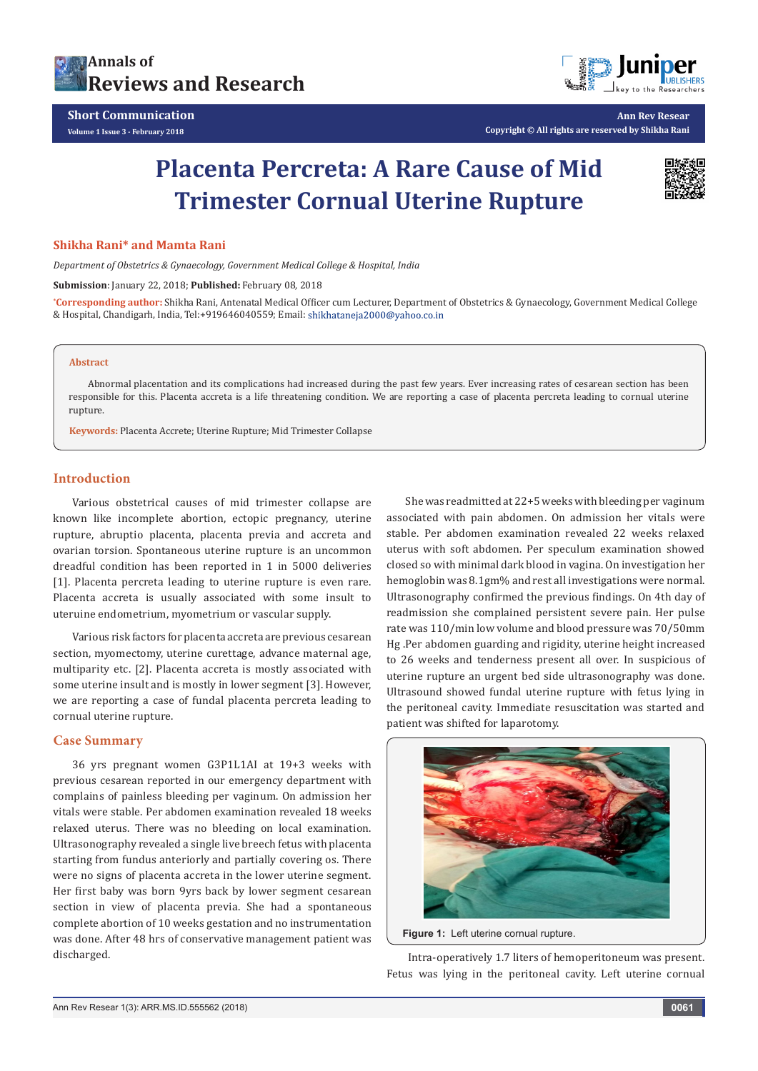Short Communication

# Placenta Percreta: A Rare Cause of Mid Trimester Cornual Uterine Rupture

**Shikha Rani\* and Mamta Rani**

*Department of Obstetrics & Gynaecology, Government Medical College & Hospital, India*

**Submission**: January 22, 2018; **Published:** February 08, 2018

\*Corresponding author: Shikha Rani, Antenatal Medical Officer cum Lecturer, Department of Obstetrics & Gynaecology, Government Medical College & Hospital, Chandigarh, India, Tel:+919646040559; Email: shikhataneja2000@yahoo.co.in

## Abstract

Abnormal placentation and its complications had increased during the past few years. Ever increasing rates of cesarean section has been responsible for this. Placenta accreta is a life threatening condition. We are reporting a case of placenta percreta leading to cornual uterine rupture.

**Keywords:** Placenta Accrete; Uterine Rupture; Mid Trimester Collapse

## Introduction

Various obstetrical causes of mid trimester collapse are known like incomplete abortion, ectopic pregnancy, uterine rupture, abruptio placenta, placenta previa and accreta and ovarian torsion. Spontaneous uterine rupture is an uncommon dreadful condition has been reported in 1 in 5000 deliveries [1]. Placenta percreta leading to uterine rupture is even rare. Placenta accreta is usually associated with some insult to uteruine endometrium, myometrium or vascular supply.

Various risk factors for placenta accreta are previous cesarean section, myomectomy, uterine curettage, advance maternal age, multiparity etc. [2]. Placenta accreta is mostly associated with some uterine insult and is mostly in lower segment [3]. However, we are reporting a case of fundal placenta percreta leading to cornual uterine rupture.

## Case Summary

36 yrs pregnant women G3P1L1AI at 19+3 weeks with previous cesarean reported in our emergency department with complains of painless bleeding per vaginum. On admission her vitals were stable. Per abdomen examination revealed 18 weeks relaxed uterus. There was no bleeding on local examination. Ultrasonography revealed a single live breech fetus with placenta starting from fundus anteriorly and partially covering os. There were no signs of placenta accreta in the lower uterine segment. Her first baby was born 9yrs back by lower segment cesarean section in view of placenta previa. She had a spontaneous complete abortion of 10 weeks gestation and no instrumentation was done. After 48 hrs of conservative management patient was discharged.

She was readmitted at 22+5 weeks with bleeding per vaginum associated with pain abdomen. On admission her vitals were stable. Per abdomen examination revealed 22 weeks relaxed uterus with soft abdomen. Per speculum examination showed closed so with minimal dark blood in vagina. On investigation her hemoglobin was 8.1gm% and rest all investigations were normal. Ultrasonography confirmed the previous findings. On 4th day of readmission she complained persistent severe pain. Her pulse rate was 110/min low volume and blood pressure was 70/50mm Hg .Per abdomen guarding and rigidity, uterine height increased to 26 weeks and tenderness present all over. In suspicious of uterine rupture an urgent bed side ultrasonography was done. Ultrasound showed fundal uterine rupture with fetus lying in the peritoneal cavity. Immediate resuscitation was started and patient was shifted for laparotomy.

**Figure 1:** Left uterine cornual rupture.

Intra-operatively 1.7 liters of hemoperitoneum was present. Fetus was lying in the peritoneal cavity. Left uterine cornual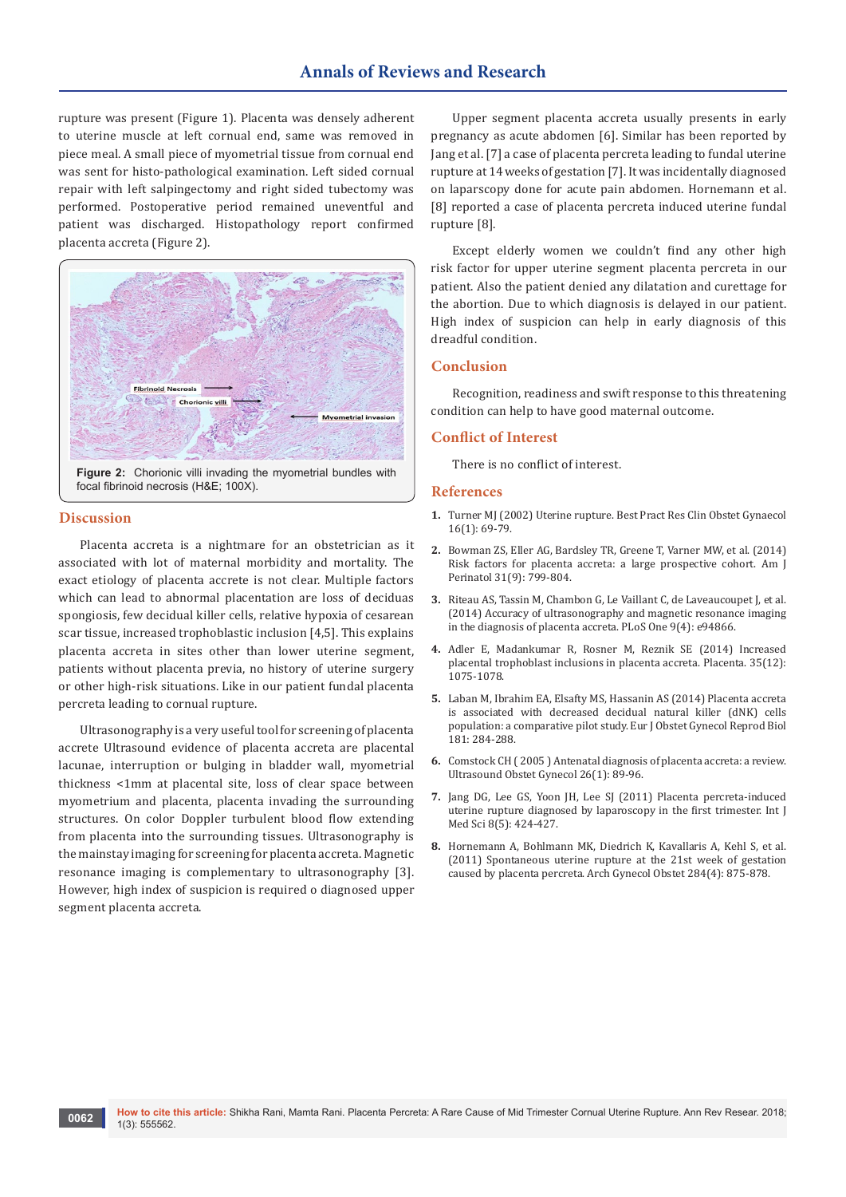rupture was present (Figure 1). Placenta was densely adherent to uterine muscle at left cornual end, same was removed in piece meal. A small piece of myometrial tissue from cornual end was sent for histo-pathological examination. Left sided cornual repair with left salpingectomy and right sided tubectomy was performed. Postoperative period remained uneventful and patient was discharged. Histopathology report confirmed placenta accreta (Figure 2).

**Figure 2:** Chorionic villi invading the myometrial bundles with focal fibrinoid necrosis (H&E; 100X).

## Discussion

Placenta accreta is a nightmare for an obstetrician as it associated with lot of maternal morbidity and mortality. The exact etiology of placenta accrete is not clear. Multiple factors which can lead to abnormal placentation are loss of deciduas spongiosis, few decidual killer cells, relative hypoxia of cesarean scar tissue, increased trophoblastic inclusion [4,5]. This explains placenta accreta in sites other than lower uterine segment, patients without placenta previa, no history of uterine surgery or other high-risk situations. Like in our patient fundal placenta percreta leading to cornual rupture.

Ultrasonography is a very useful tool for screening of placenta accrete Ultrasound evidence of placenta accreta are placental lacunae, interruption or bulging in bladder wall, myometrial thickness <1mm at placental site, loss of clear space between myometrium and placenta, placenta invading the surrounding structures. On color Doppler turbulent blood flow extending from placenta into the surrounding tissues. Ultrasonography is the mainstay imaging for screening for placenta accreta. Magnetic resonance imaging is complementary to ultrasonography [3]. However, high index of suspicion is required o diagnosed upper segment placenta accreta.

Upper segment placenta accreta usually presents in early pregnancy as acute abdomen [6]. Similar has been reported by Jang et al. [7] a case of placenta percreta leading to fundal uterine rupture at 14 weeks of gestation [7]. It was incidentally diagnosed on laparscopy done for acute pain abdomen. Hornemann et al. [8] reported a case of placenta percreta induced uterine fundal rupture [8].

Except elderly women we couldn't find any other high risk factor for upper uterine segment placenta percreta in our patient. Also the patient denied any dilatation and curettage for the abortion. Due to which diagnosis is delayed in our patient. High index of suspicion can help in early diagnosis of this dreadful condition.

## Conclusion

Recognition, readiness and swift response to this threatening condition can help to have good maternal outcome.

## Conflict of Interest

There is no conflict of interest.

## References

1. Turner MJ (2002) Uterine rupture. Best Pract Res Clin Obstet Gynaecol 16(1): 69-79.
2. Bowman ZS, Eller AG, Bardsley TR, Greene T, Varner MW, et al. (2014) Risk factors for placenta accreta: a large prospective cohort. Am J Perinatol 31(9): 799-804.
3. Riteau AS, Tassin M, Chambon G, Le Vaillant C, de Laveaucoupet J, et al. (2014) Accuracy of ultrasonography and magnetic resonance imaging in the diagnosis of placenta accreta. PLoS One 9(4): e94866.
4. Adler E, Madankumar R, Rosner M, Reznik SE (2014) Increased placental trophoblast inclusions in placenta accreta. Placenta. 35(12): 1075-1078.
5. Laban M, Ibrahim EA, Elsafty MS, Hassanin AS (2014) Placenta accreta is associated with decreased decidual natural killer (dNK) cells population: a comparative pilot study. Eur J Obstet Gynecol Reprod Biol 181: 284-288.
6. Comstock CH ( 2005 ) Antenatal diagnosis of placenta accreta: a review. Ultrasound Obstet Gynecol 26(1): 89-96.
7. Jang DG, Lee GS, Yoon JH, Lee SJ (2011) Placenta percreta-induced uterine rupture diagnosed by laparoscopy in the first trimester. Int J Med Sci 8(5): 424-427.
8. Hornemann A, Bohlmann MK, Diedrich K, Kavallaris A, Kehl S, et al. (2011) Spontaneous uterine rupture at the 21st week of gestation caused by placenta percreta. Arch Gynecol Obstet 284(4): 875-878.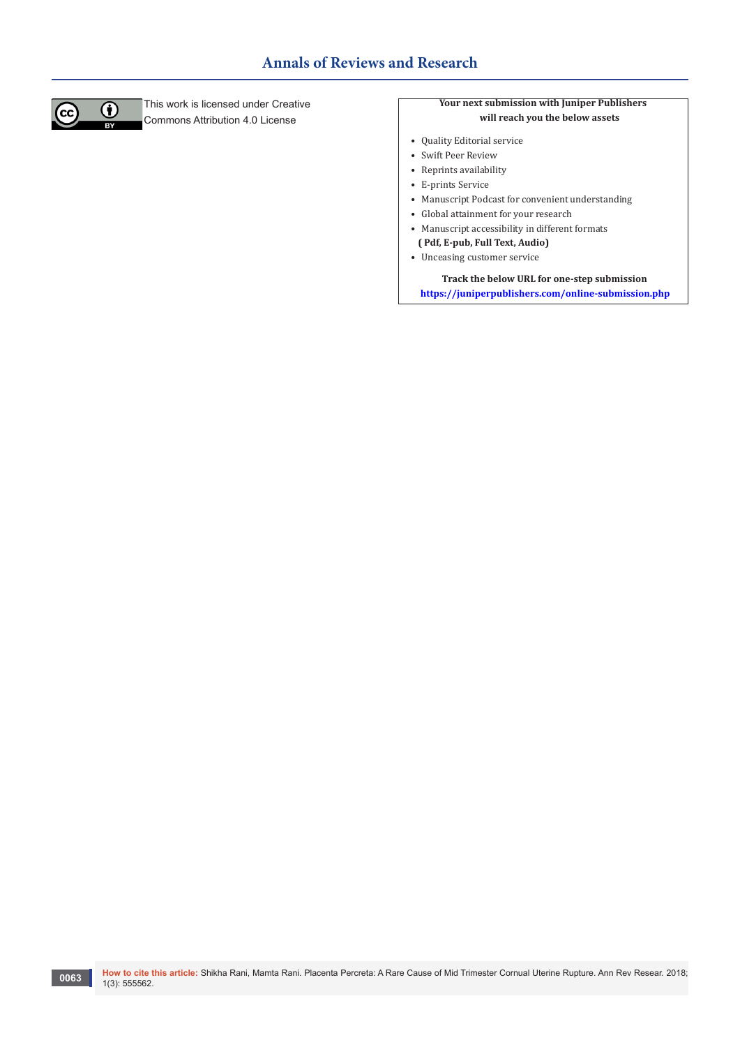This work is licensed under Creative Commons Attribution 4.0 License

**Your next submission with Juniper Publishers will reach you the below assets**

- Quality Editorial service
- Swift Peer Review
- Reprints availability
- E-prints Service
- Manuscript Podcast for convenient understanding
- Global attainment for your research
- Manuscript accessibility in different formats
  **( Pdf, E-pub, Full Text, Audio)**
- Unceasing customer service

**Track the below URL for one-step submission**
**https://juniperpublishers.com/online-submission.php**

**How to cite this article:** Shikha Rani, Mamta Rani. Placenta Percreta: A Rare Cause of Mid Trimester Cornual Uterine Rupture. Ann Rev Resear. 2018; 1(3): 555562.